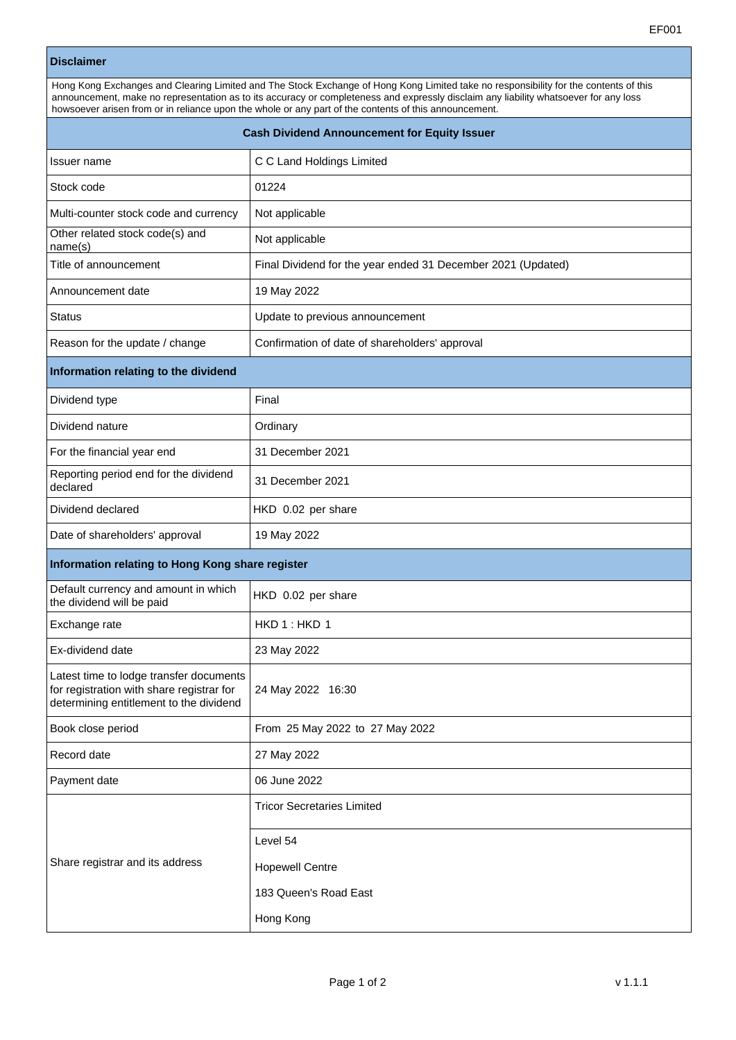EF001

## Disclaimer

Hong Kong Exchanges and Clearing Limited and The Stock Exchange of Hong Kong Limited take no responsibility for the contents of this announcement, make no representation as to its accuracy or completeness and expressly disclaim any liability whatsoever for any loss howsoever arisen from or in reliance upon the whole or any part of the contents of this announcement.

## Cash Dividend Announcement for Equity Issuer

| | |
|---|---|
| Issuer name | C C Land Holdings Limited |
| Stock code | 01224 |
| Multi-counter stock code and currency | Not applicable |
| Other related stock code(s) and name(s) | Not applicable |
| Title of announcement | Final Dividend for the year ended 31 December 2021 (Updated) |
| Announcement date | 19 May 2022 |
| Status | Update to previous announcement |
| Reason for the update / change | Confirmation of date of shareholders' approval |

### Information relating to the dividend

| | |
|---|---|
| Dividend type | Final |
| Dividend nature | Ordinary |
| For the financial year end | 31 December 2021 |
| Reporting period end for the dividend declared | 31 December 2021 |
| Dividend declared | HKD 0.02 per share |
| Date of shareholders' approval | 19 May 2022 |

### Information relating to Hong Kong share register

| | |
|---|---|
| Default currency and amount in which the dividend will be paid | HKD 0.02 per share |
| Exchange rate | HKD 1 : HKD 1 |
| Ex-dividend date | 23 May 2022 |
| Latest time to lodge transfer documents for registration with share registrar for determining entitlement to the dividend | 24 May 2022 16:30 |
| Book close period | From 25 May 2022 to 27 May 2022 |
| Record date | 27 May 2022 |
| Payment date | 06 June 2022 |
| Share registrar and its address | Tricor Secretaries Limited<br>Level 54<br>Hopewell Centre<br>183 Queen's Road East<br>Hong Kong |

v 1.1.1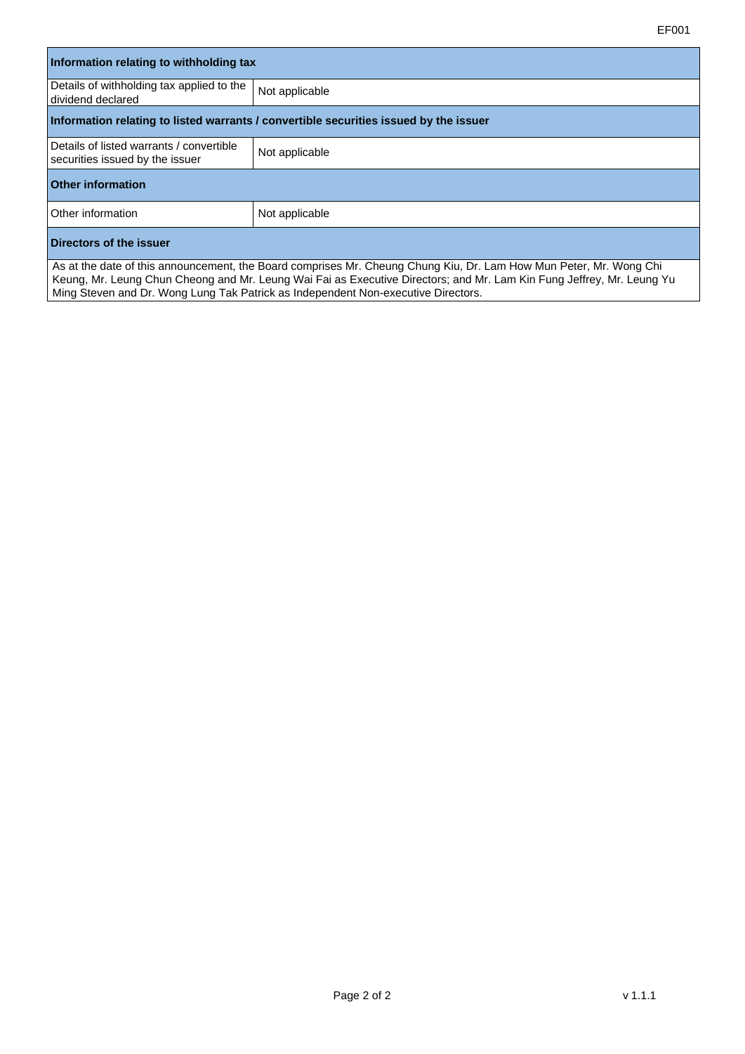| Information relating to withholding tax | |
|---|---|
| Details of withholding tax applied to the dividend declared | Not applicable |

| Information relating to listed warrants / convertible securities issued by the issuer | |
|---|---|
| Details of listed warrants / convertible securities issued by the issuer | Not applicable |

| Other information | |
|---|---|
| Other information | Not applicable |

**Directors of the issuer**

As at the date of this announcement, the Board comprises Mr. Cheung Chung Kiu, Dr. Lam How Mun Peter, Mr. Wong Chi Keung, Mr. Leung Chun Cheong and Mr. Leung Wai Fai as Executive Directors; and Mr. Lam Kin Fung Jeffrey, Mr. Leung Yu Ming Steven and Dr. Wong Lung Tak Patrick as Independent Non-executive Directors.